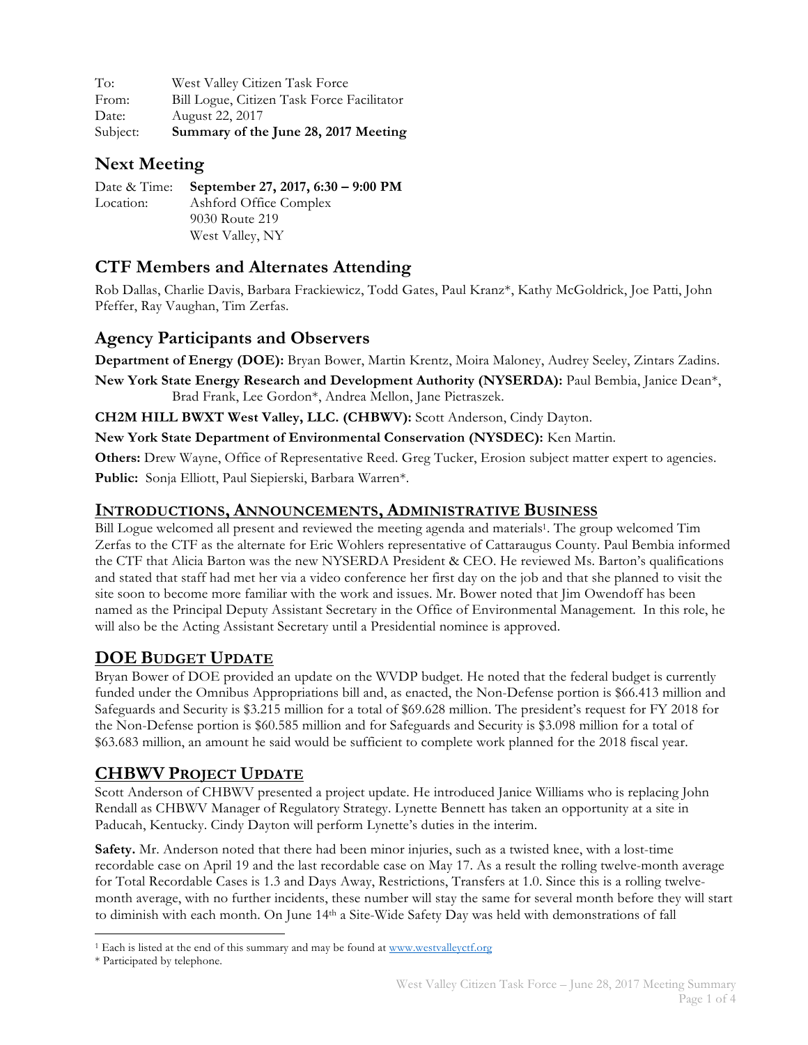To: West Valley Citizen Task Force
From: Bill Logue, Citizen Task Force Facilitator
Date: August 22, 2017
Subject: **Summary of the June 28, 2017 Meeting**

## Next Meeting

Date & Time: **September 27, 2017, 6:30 – 9:00 PM**
Location: Ashford Office Complex
9030 Route 219
West Valley, NY

## CTF Members and Alternates Attending

Rob Dallas, Charlie Davis, Barbara Frackiewicz, Todd Gates, Paul Kranz*, Kathy McGoldrick, Joe Patti, John Pfeffer, Ray Vaughan, Tim Zerfas.

## Agency Participants and Observers

**Department of Energy (DOE):** Bryan Bower, Martin Krentz, Moira Maloney, Audrey Seeley, Zintars Zadins.

**New York State Energy Research and Development Authority (NYSERDA):** Paul Bembia, Janice Dean*, Brad Frank, Lee Gordon*, Andrea Mellon, Jane Pietraszek.

**CH2M HILL BWXT West Valley, LLC. (CHBWV):** Scott Anderson, Cindy Dayton.

**New York State Department of Environmental Conservation (NYSDEC):** Ken Martin.

**Others:** Drew Wayne, Office of Representative Reed. Greg Tucker, Erosion subject matter expert to agencies.

**Public:** Sonja Elliott, Paul Siepierski, Barbara Warren*.

## Introductions, Announcements, Administrative Business

Bill Logue welcomed all present and reviewed the meeting agenda and materials[1]. The group welcomed Tim Zerfas to the CTF as the alternate for Eric Wohlers representative of Cattaraugus County. Paul Bembia informed the CTF that Alicia Barton was the new NYSERDA President & CEO. He reviewed Ms. Barton's qualifications and stated that staff had met her via a video conference her first day on the job and that she planned to visit the site soon to become more familiar with the work and issues. Mr. Bower noted that Jim Owendoff has been named as the Principal Deputy Assistant Secretary in the Office of Environmental Management. In this role, he will also be the Acting Assistant Secretary until a Presidential nominee is approved.

## DOE Budget Update

Bryan Bower of DOE provided an update on the WVDP budget. He noted that the federal budget is currently funded under the Omnibus Appropriations bill and, as enacted, the Non-Defense portion is $66.413 million and Safeguards and Security is $3.215 million for a total of $69.628 million. The president's request for FY 2018 for the Non-Defense portion is $60.585 million and for Safeguards and Security is $3.098 million for a total of $63.683 million, an amount he said would be sufficient to complete work planned for the 2018 fiscal year.

## CHBWV Project Update

Scott Anderson of CHBWV presented a project update. He introduced Janice Williams who is replacing John Rendall as CHBWV Manager of Regulatory Strategy. Lynette Bennett has taken an opportunity at a site in Paducah, Kentucky. Cindy Dayton will perform Lynette's duties in the interim.

**Safety.** Mr. Anderson noted that there had been minor injuries, such as a twisted knee, with a lost-time recordable case on April 19 and the last recordable case on May 17. As a result the rolling twelve-month average for Total Recordable Cases is 1.3 and Days Away, Restrictions, Transfers at 1.0. Since this is a rolling twelve-month average, with no further incidents, these number will stay the same for several month before they will start to diminish with each month. On June 14th a Site-Wide Safety Day was held with demonstrations of fall

[1] Each is listed at the end of this summary and may be found at www.westvalleyctf.org

\* Participated by telephone.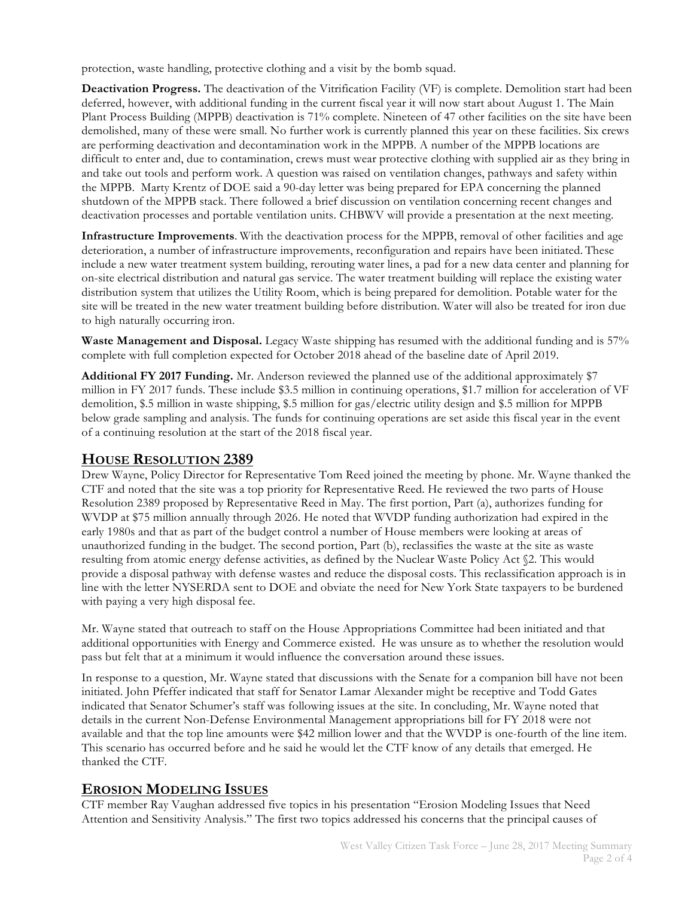protection, waste handling, protective clothing and a visit by the bomb squad.

**Deactivation Progress.** The deactivation of the Vitrification Facility (VF) is complete. Demolition start had been deferred, however, with additional funding in the current fiscal year it will now start about August 1. The Main Plant Process Building (MPPB) deactivation is 71% complete. Nineteen of 47 other facilities on the site have been demolished, many of these were small. No further work is currently planned this year on these facilities. Six crews are performing deactivation and decontamination work in the MPPB. A number of the MPPB locations are difficult to enter and, due to contamination, crews must wear protective clothing with supplied air as they bring in and take out tools and perform work. A question was raised on ventilation changes, pathways and safety within the MPPB. Marty Krentz of DOE said a 90-day letter was being prepared for EPA concerning the planned shutdown of the MPPB stack. There followed a brief discussion on ventilation concerning recent changes and deactivation processes and portable ventilation units. CHBWV will provide a presentation at the next meeting.

**Infrastructure Improvements**. With the deactivation process for the MPPB, removal of other facilities and age deterioration, a number of infrastructure improvements, reconfiguration and repairs have been initiated. These include a new water treatment system building, rerouting water lines, a pad for a new data center and planning for on-site electrical distribution and natural gas service. The water treatment building will replace the existing water distribution system that utilizes the Utility Room, which is being prepared for demolition. Potable water for the site will be treated in the new water treatment building before distribution. Water will also be treated for iron due to high naturally occurring iron.

**Waste Management and Disposal.** Legacy Waste shipping has resumed with the additional funding and is 57% complete with full completion expected for October 2018 ahead of the baseline date of April 2019.

**Additional FY 2017 Funding.** Mr. Anderson reviewed the planned use of the additional approximately $7 million in FY 2017 funds. These include $3.5 million in continuing operations, $1.7 million for acceleration of VF demolition, $.5 million in waste shipping, $.5 million for gas/electric utility design and $.5 million for MPPB below grade sampling and analysis. The funds for continuing operations are set aside this fiscal year in the event of a continuing resolution at the start of the 2018 fiscal year.

## HOUSE RESOLUTION 2389

Drew Wayne, Policy Director for Representative Tom Reed joined the meeting by phone. Mr. Wayne thanked the CTF and noted that the site was a top priority for Representative Reed. He reviewed the two parts of House Resolution 2389 proposed by Representative Reed in May. The first portion, Part (a), authorizes funding for WVDP at $75 million annually through 2026. He noted that WVDP funding authorization had expired in the early 1980s and that as part of the budget control a number of House members were looking at areas of unauthorized funding in the budget. The second portion, Part (b), reclassifies the waste at the site as waste resulting from atomic energy defense activities, as defined by the Nuclear Waste Policy Act §2. This would provide a disposal pathway with defense wastes and reduce the disposal costs. This reclassification approach is in line with the letter NYSERDA sent to DOE and obviate the need for New York State taxpayers to be burdened with paying a very high disposal fee.

Mr. Wayne stated that outreach to staff on the House Appropriations Committee had been initiated and that additional opportunities with Energy and Commerce existed. He was unsure as to whether the resolution would pass but felt that at a minimum it would influence the conversation around these issues.

In response to a question, Mr. Wayne stated that discussions with the Senate for a companion bill have not been initiated. John Pfeffer indicated that staff for Senator Lamar Alexander might be receptive and Todd Gates indicated that Senator Schumer's staff was following issues at the site. In concluding, Mr. Wayne noted that details in the current Non-Defense Environmental Management appropriations bill for FY 2018 were not available and that the top line amounts were $42 million lower and that the WVDP is one-fourth of the line item. This scenario has occurred before and he said he would let the CTF know of any details that emerged. He thanked the CTF.

## EROSION MODELING ISSUES

CTF member Ray Vaughan addressed five topics in his presentation "Erosion Modeling Issues that Need Attention and Sensitivity Analysis." The first two topics addressed his concerns that the principal causes of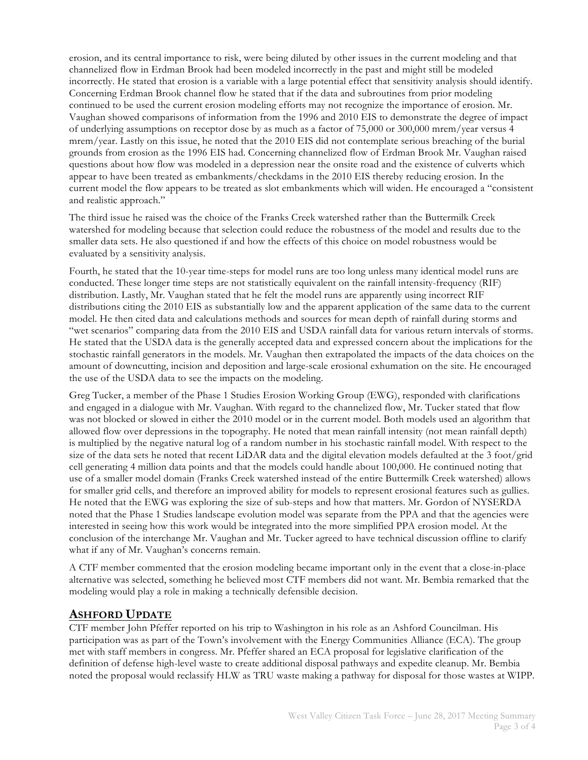erosion, and its central importance to risk, were being diluted by other issues in the current modeling and that channelized flow in Erdman Brook had been modeled incorrectly in the past and might still be modeled incorrectly. He stated that erosion is a variable with a large potential effect that sensitivity analysis should identify. Concerning Erdman Brook channel flow he stated that if the data and subroutines from prior modeling continued to be used the current erosion modeling efforts may not recognize the importance of erosion. Mr. Vaughan showed comparisons of information from the 1996 and 2010 EIS to demonstrate the degree of impact of underlying assumptions on receptor dose by as much as a factor of 75,000 or 300,000 mrem/year versus 4 mrem/year. Lastly on this issue, he noted that the 2010 EIS did not contemplate serious breaching of the burial grounds from erosion as the 1996 EIS had. Concerning channelized flow of Erdman Brook Mr. Vaughan raised questions about how flow was modeled in a depression near the onsite road and the existence of culverts which appear to have been treated as embankments/checkdams in the 2010 EIS thereby reducing erosion. In the current model the flow appears to be treated as slot embankments which will widen. He encouraged a "consistent and realistic approach."

The third issue he raised was the choice of the Franks Creek watershed rather than the Buttermilk Creek watershed for modeling because that selection could reduce the robustness of the model and results due to the smaller data sets. He also questioned if and how the effects of this choice on model robustness would be evaluated by a sensitivity analysis.

Fourth, he stated that the 10-year time-steps for model runs are too long unless many identical model runs are conducted. These longer time steps are not statistically equivalent on the rainfall intensity-frequency (RIF) distribution. Lastly, Mr. Vaughan stated that he felt the model runs are apparently using incorrect RIF distributions citing the 2010 EIS as substantially low and the apparent application of the same data to the current model. He then cited data and calculations methods and sources for mean depth of rainfall during storms and "wet scenarios" comparing data from the 2010 EIS and USDA rainfall data for various return intervals of storms. He stated that the USDA data is the generally accepted data and expressed concern about the implications for the stochastic rainfall generators in the models. Mr. Vaughan then extrapolated the impacts of the data choices on the amount of downcutting, incision and deposition and large-scale erosional exhumation on the site. He encouraged the use of the USDA data to see the impacts on the modeling.

Greg Tucker, a member of the Phase 1 Studies Erosion Working Group (EWG), responded with clarifications and engaged in a dialogue with Mr. Vaughan. With regard to the channelized flow, Mr. Tucker stated that flow was not blocked or slowed in either the 2010 model or in the current model. Both models used an algorithm that allowed flow over depressions in the topography. He noted that mean rainfall intensity (not mean rainfall depth) is multiplied by the negative natural log of a random number in his stochastic rainfall model. With respect to the size of the data sets he noted that recent LiDAR data and the digital elevation models defaulted at the 3 foot/grid cell generating 4 million data points and that the models could handle about 100,000. He continued noting that use of a smaller model domain (Franks Creek watershed instead of the entire Buttermilk Creek watershed) allows for smaller grid cells, and therefore an improved ability for models to represent erosional features such as gullies. He noted that the EWG was exploring the size of sub-steps and how that matters. Mr. Gordon of NYSERDA noted that the Phase 1 Studies landscape evolution model was separate from the PPA and that the agencies were interested in seeing how this work would be integrated into the more simplified PPA erosion model. At the conclusion of the interchange Mr. Vaughan and Mr. Tucker agreed to have technical discussion offline to clarify what if any of Mr. Vaughan's concerns remain.

A CTF member commented that the erosion modeling became important only in the event that a close-in-place alternative was selected, something he believed most CTF members did not want. Mr. Bembia remarked that the modeling would play a role in making a technically defensible decision.

## ASHFORD UPDATE

CTF member John Pfeffer reported on his trip to Washington in his role as an Ashford Councilman. His participation was as part of the Town's involvement with the Energy Communities Alliance (ECA). The group met with staff members in congress. Mr. Pfeffer shared an ECA proposal for legislative clarification of the definition of defense high-level waste to create additional disposal pathways and expedite cleanup. Mr. Bembia noted the proposal would reclassify HLW as TRU waste making a pathway for disposal for those wastes at WIPP.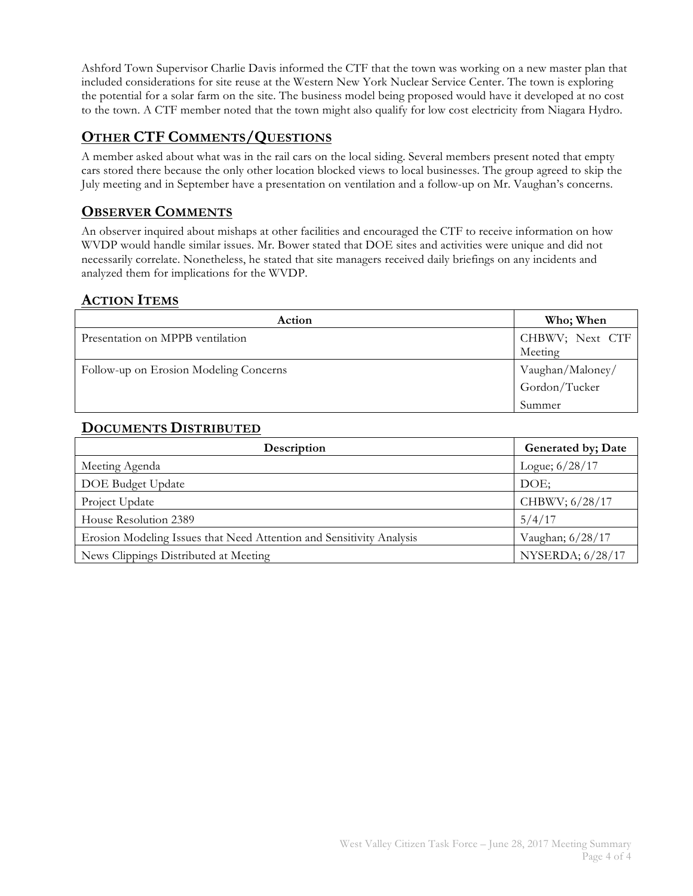Ashford Town Supervisor Charlie Davis informed the CTF that the town was working on a new master plan that included considerations for site reuse at the Western New York Nuclear Service Center. The town is exploring the potential for a solar farm on the site. The business model being proposed would have it developed at no cost to the town. A CTF member noted that the town might also qualify for low cost electricity from Niagara Hydro.

## OTHER CTF COMMENTS/QUESTIONS

A member asked about what was in the rail cars on the local siding. Several members present noted that empty cars stored there because the only other location blocked views to local businesses. The group agreed to skip the July meeting and in September have a presentation on ventilation and a follow-up on Mr. Vaughan's concerns.

## OBSERVER COMMENTS

An observer inquired about mishaps at other facilities and encouraged the CTF to receive information on how WVDP would handle similar issues. Mr. Bower stated that DOE sites and activities were unique and did not necessarily correlate. Nonetheless, he stated that site managers received daily briefings on any incidents and analyzed them for implications for the WVDP.

## ACTION ITEMS

| Action | Who; When |
|---|---|
| Presentation on MPPB ventilation | CHBWV; Next CTF Meeting |
| Follow-up on Erosion Modeling Concerns | Vaughan/Maloney/ Gordon/Tucker Summer |

## DOCUMENTS DISTRIBUTED

| Description | Generated by; Date |
|---|---|
| Meeting Agenda | Logue; 6/28/17 |
| DOE Budget Update | DOE; |
| Project Update | CHBWV; 6/28/17 |
| House Resolution 2389 | 5/4/17 |
| Erosion Modeling Issues that Need Attention and Sensitivity Analysis | Vaughan; 6/28/17 |
| News Clippings Distributed at Meeting | NYSERDA; 6/28/17 |